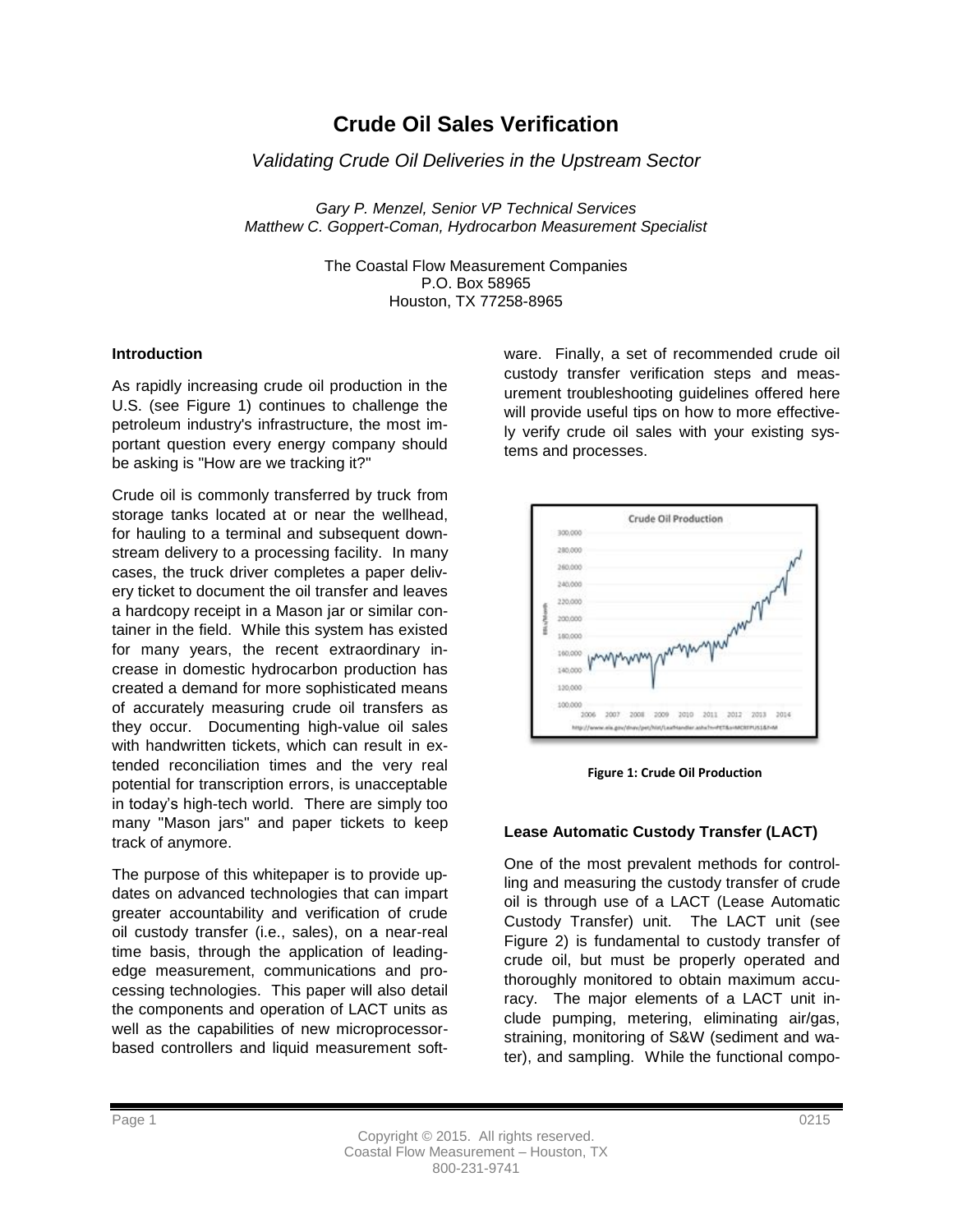# Crude Oil Sales Verification

*Validating Crude Oil Deliveries in the Upstream Sector*

*Gary P. Menzel, Senior VP Technical Services*
*Matthew C. Goppert-Coman, Hydrocarbon Measurement Specialist*

The Coastal Flow Measurement Companies
P.O. Box 58965
Houston, TX 77258-8965

### Introduction

As rapidly increasing crude oil production in the U.S. (see Figure 1) continues to challenge the petroleum industry's infrastructure, the most important question every energy company should be asking is "How are we tracking it?"

Crude oil is commonly transferred by truck from storage tanks located at or near the wellhead, for hauling to a terminal and subsequent downstream delivery to a processing facility. In many cases, the truck driver completes a paper delivery ticket to document the oil transfer and leaves a hardcopy receipt in a Mason jar or similar container in the field. While this system has existed for many years, the recent extraordinary increase in domestic hydrocarbon production has created a demand for more sophisticated means of accurately measuring crude oil transfers as they occur. Documenting high-value oil sales with handwritten tickets, which can result in extended reconciliation times and the very real potential for transcription errors, is unacceptable in today's high-tech world. There are simply too many "Mason jars" and paper tickets to keep track of anymore.

The purpose of this whitepaper is to provide updates on advanced technologies that can impart greater accountability and verification of crude oil custody transfer (i.e., sales), on a near-real time basis, through the application of leading-edge measurement, communications and processing technologies. This paper will also detail the components and operation of LACT units as well as the capabilities of new microprocessor-based controllers and liquid measurement software. Finally, a set of recommended crude oil custody transfer verification steps and measurement troubleshooting guidelines offered here will provide useful tips on how to more effectively verify crude oil sales with your existing systems and processes.

**Figure 1: Crude Oil Production**

### Lease Automatic Custody Transfer (LACT)

One of the most prevalent methods for controlling and measuring the custody transfer of crude oil is through use of a LACT (Lease Automatic Custody Transfer) unit. The LACT unit (see Figure 2) is fundamental to custody transfer of crude oil, but must be properly operated and thoroughly monitored to obtain maximum accuracy. The major elements of a LACT unit include pumping, metering, eliminating air/gas, straining, monitoring of S&W (sediment and water), and sampling. While the functional compo-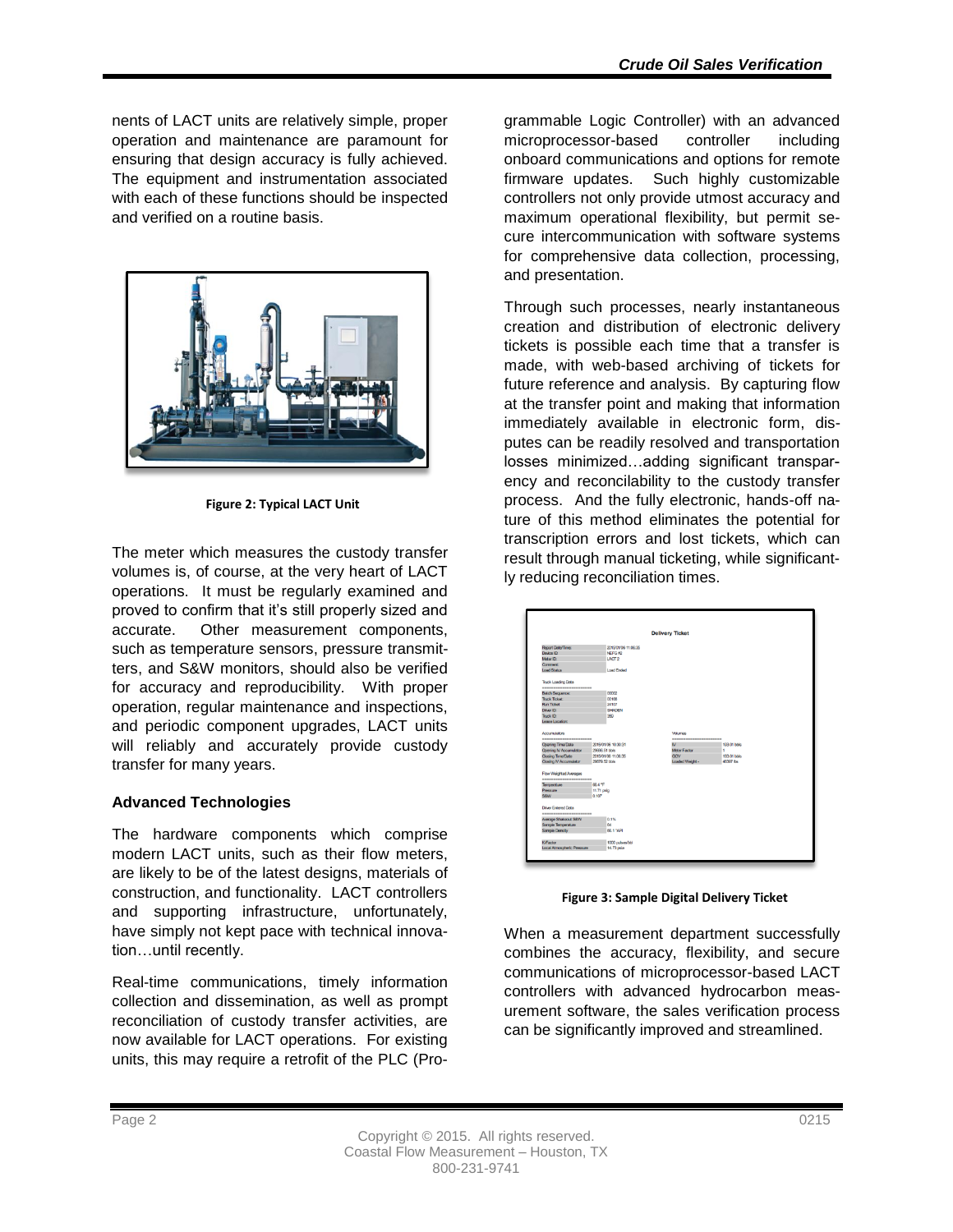nents of LACT units are relatively simple, proper operation and maintenance are paramount for ensuring that design accuracy is fully achieved. The equipment and instrumentation associated with each of these functions should be inspected and verified on a routine basis.

**Figure 2: Typical LACT Unit**

The meter which measures the custody transfer volumes is, of course, at the very heart of LACT operations. It must be regularly examined and proved to confirm that it's still properly sized and accurate. Other measurement components, such as temperature sensors, pressure transmitters, and S&W monitors, should also be verified for accuracy and reproducibility. With proper operation, regular maintenance and inspections, and periodic component upgrades, LACT units will reliably and accurately provide custody transfer for many years.

### Advanced Technologies

The hardware components which comprise modern LACT units, such as their flow meters, are likely to be of the latest designs, materials of construction, and functionality. LACT controllers and supporting infrastructure, unfortunately, have simply not kept pace with technical innovation…until recently.

Real-time communications, timely information collection and dissemination, as well as prompt reconciliation of custody transfer activities, are now available for LACT operations. For existing units, this may require a retrofit of the PLC (Programmable Logic Controller) with an advanced microprocessor-based controller including onboard communications and options for remote firmware updates. Such highly customizable controllers not only provide utmost accuracy and maximum operational flexibility, but permit secure intercommunication with software systems for comprehensive data collection, processing, and presentation.

Through such processes, nearly instantaneous creation and distribution of electronic delivery tickets is possible each time that a transfer is made, with web-based archiving of tickets for future reference and analysis. By capturing flow at the transfer point and making that information immediately available in electronic form, disputes can be readily resolved and transportation losses minimized…adding significant transparency and reconcilability to the custody transfer process. And the fully electronic, hands-off nature of this method eliminates the potential for transcription errors and lost tickets, which can result through manual ticketing, while significantly reducing reconciliation times.

**Figure 3: Sample Digital Delivery Ticket**

When a measurement department successfully combines the accuracy, flexibility, and secure communications of microprocessor-based LACT controllers with advanced hydrocarbon measurement software, the sales verification process can be significantly improved and streamlined.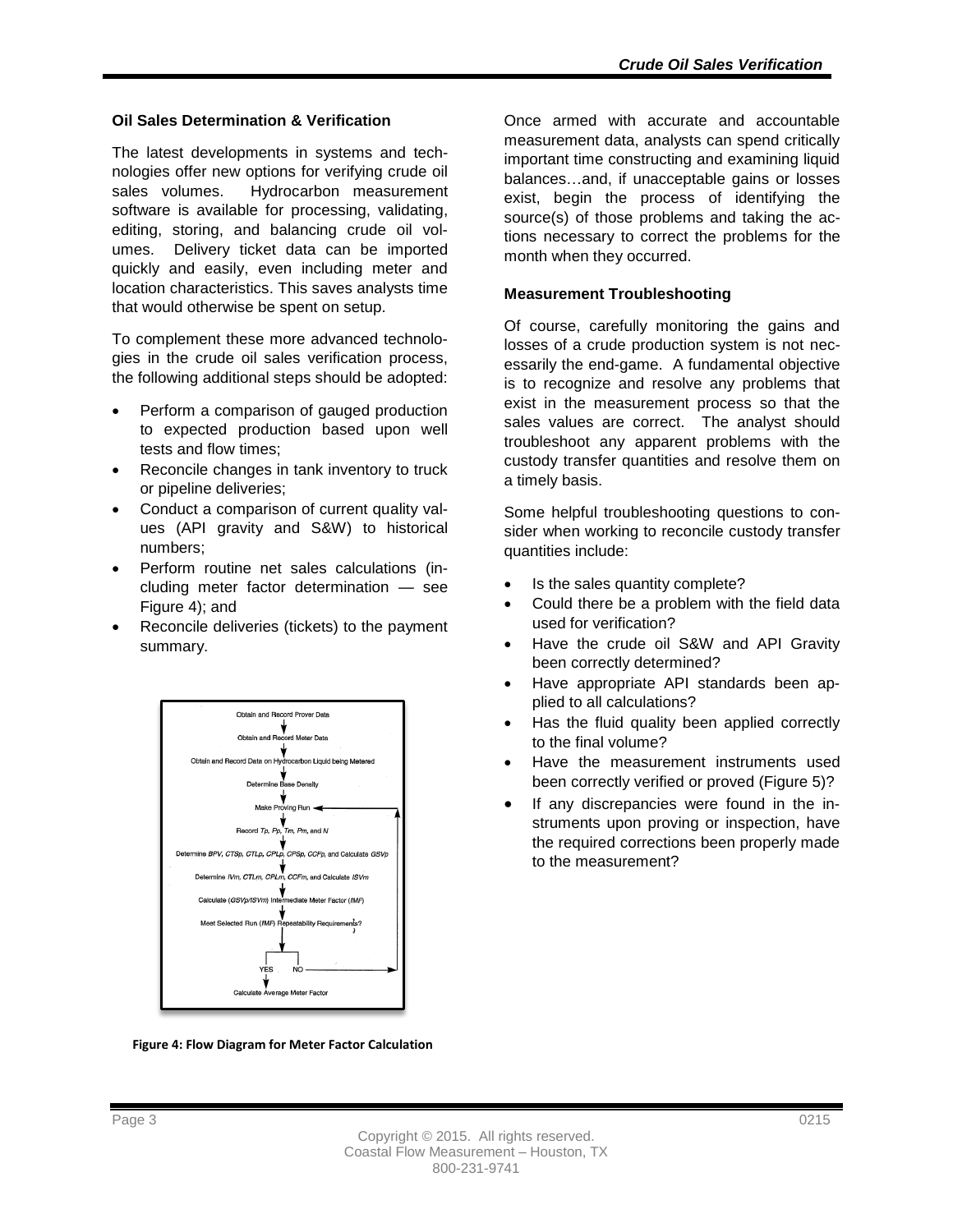### Oil Sales Determination & Verification

The latest developments in systems and technologies offer new options for verifying crude oil sales volumes. Hydrocarbon measurement software is available for processing, validating, editing, storing, and balancing crude oil volumes. Delivery ticket data can be imported quickly and easily, even including meter and location characteristics. This saves analysts time that would otherwise be spent on setup.

To complement these more advanced technologies in the crude oil sales verification process, the following additional steps should be adopted:

- Perform a comparison of gauged production to expected production based upon well tests and flow times;
- Reconcile changes in tank inventory to truck or pipeline deliveries;
- Conduct a comparison of current quality values (API gravity and S&W) to historical numbers;
- Perform routine net sales calculations (including meter factor determination — see Figure 4); and
- Reconcile deliveries (tickets) to the payment summary.

Obtain and Record Prover Data
↓
Obtain and Record Meter Data
↓
Obtain and Record Data on Hydrocarbon Liquid being Metered
↓
Determine Base Density
↓
Make Proving Run
↓
Record *Tp, Pp, Tm, Pm*, and *N*
↓
Determine *BPV, CTSp, CTLp, CPLp, CPSp, CCFp*, and Calculate *GSVp*
↓
Determine *IVm, CTLm, CPLm, CCFm*, and Calculate *ISVm*
↓
Calculate (*GSVp/ISVm*) Intermediate Meter Factor (*IMF*)
↓
Meet Selected Run (*IMF*) Repeatability Requirements?
YES → Calculate Average Meter Factor
NO → Make Proving Run

**Figure 4: Flow Diagram for Meter Factor Calculation**

Once armed with accurate and accountable measurement data, analysts can spend critically important time constructing and examining liquid balances…and, if unacceptable gains or losses exist, begin the process of identifying the source(s) of those problems and taking the actions necessary to correct the problems for the month when they occurred.

### Measurement Troubleshooting

Of course, carefully monitoring the gains and losses of a crude production system is not necessarily the end-game. A fundamental objective is to recognize and resolve any problems that exist in the measurement process so that the sales values are correct. The analyst should troubleshoot any apparent problems with the custody transfer quantities and resolve them on a timely basis.

Some helpful troubleshooting questions to consider when working to reconcile custody transfer quantities include:

- Is the sales quantity complete?
- Could there be a problem with the field data used for verification?
- Have the crude oil S&W and API Gravity been correctly determined?
- Have appropriate API standards been applied to all calculations?
- Has the fluid quality been applied correctly to the final volume?
- Have the measurement instruments used been correctly verified or proved (Figure 5)?
- If any discrepancies were found in the instruments upon proving or inspection, have the required corrections been properly made to the measurement?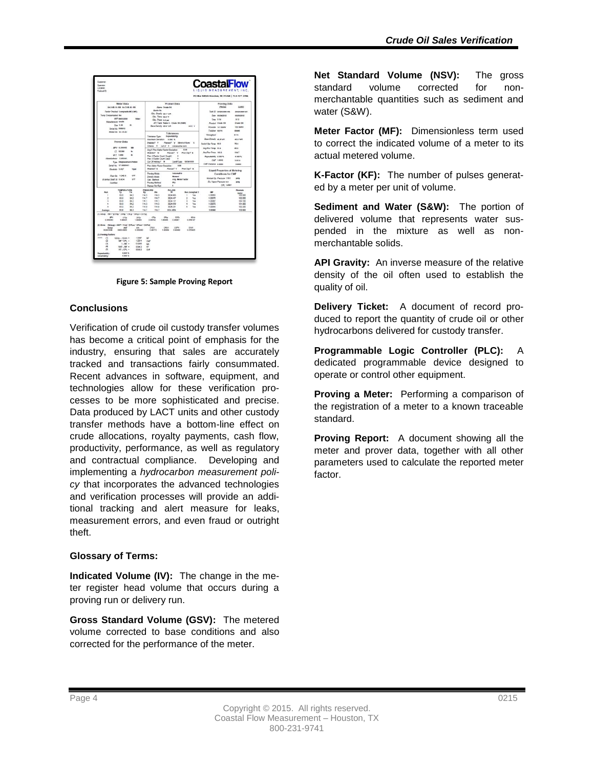Figure 5: Sample Proving Report

### Conclusions

Verification of crude oil custody transfer volumes has become a critical point of emphasis for the industry, ensuring that sales are accurately tracked and transactions fairly consummated. Recent advances in software, equipment, and technologies allow for these verification processes to be more sophisticated and precise. Data produced by LACT units and other custody transfer methods have a bottom-line effect on crude allocations, royalty payments, cash flow, productivity, performance, as well as regulatory and contractual compliance. Developing and implementing a *hydrocarbon measurement policy* that incorporates the advanced technologies and verification processes will provide an additional tracking and alert measure for leaks, measurement errors, and even fraud or outright theft.

### Glossary of Terms:

**Indicated Volume (IV):** The change in the meter register head volume that occurs during a proving run or delivery run.

**Gross Standard Volume (GSV):** The metered volume corrected to base conditions and also corrected for the performance of the meter.

**Net Standard Volume (NSV):** The gross standard volume corrected for non-merchantable quantities such as sediment and water (S&W).

**Meter Factor (MF):** Dimensionless term used to correct the indicated volume of a meter to its actual metered volume.

**K-Factor (KF):** The number of pulses generated by a meter per unit of volume.

**Sediment and Water (S&W):** The portion of delivered volume that represents water suspended in the mixture as well as non-merchantable solids.

**API Gravity:** An inverse measure of the relative density of the oil often used to establish the quality of oil.

**Delivery Ticket:** A document of record produced to report the quantity of crude oil or other hydrocarbons delivered for custody transfer.

**Programmable Logic Controller (PLC):** A dedicated programmable device designed to operate or control other equipment.

**Proving a Meter:** Performing a comparison of the registration of a meter to a known traceable standard.

**Proving Report:** A document showing all the meter and prover data, together with all other parameters used to calculate the reported meter factor.

Copyright © 2015. All rights reserved.
Coastal Flow Measurement – Houston, TX
800-231-9741